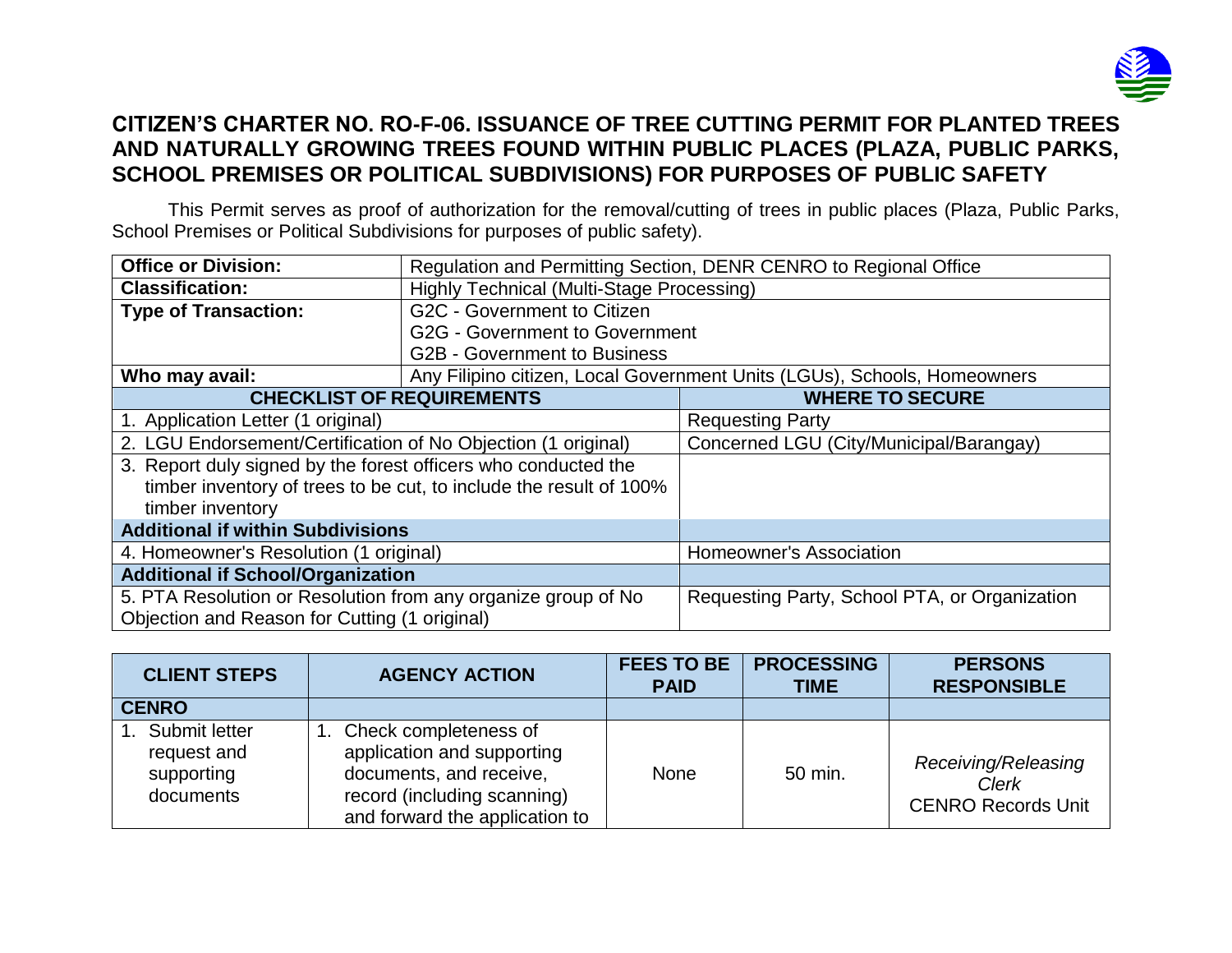# CITIZEN'S CHARTER NO. RO-F-06. ISSUANCE OF TREE CUTTING PERMIT FOR PLANTED TREES AND NATURALLY GROWING TREES FOUND WITHIN PUBLIC PLACES (PLAZA, PUBLIC PARKS, SCHOOL PREMISES OR POLITICAL SUBDIVISIONS) FOR PURPOSES OF PUBLIC SAFETY

This Permit serves as proof of authorization for the removal/cutting of trees in public places (Plaza, Public Parks, School Premises or Political Subdivisions for purposes of public safety).

| **Office or Division:** | Regulation and Permitting Section, DENR CENRO to Regional Office |
|---|---|
| **Classification:** | Highly Technical (Multi-Stage Processing) |
| **Type of Transaction:** | G2C - Government to Citizen<br>G2G - Government to Government<br>G2B - Government to Business |
| **Who may avail:** | Any Filipino citizen, Local Government Units (LGUs), Schools, Homeowners |

| **CHECKLIST OF REQUIREMENTS** | **WHERE TO SECURE** |
|---|---|
| 1. Application Letter (1 original) | Requesting Party |
| 2. LGU Endorsement/Certification of No Objection (1 original) | Concerned LGU (City/Municipal/Barangay) |
| 3. Report duly signed by the forest officers who conducted the timber inventory of trees to be cut, to include the result of 100% timber inventory | |
| **Additional if within Subdivisions** | |
| 4. Homeowner's Resolution (1 original) | Homeowner's Association |
| **Additional if School/Organization** | |
| 5. PTA Resolution or Resolution from any organize group of No Objection and Reason for Cutting (1 original) | Requesting Party, School PTA, or Organization |

| **CLIENT STEPS** | **AGENCY ACTION** | **FEES TO BE PAID** | **PROCESSING TIME** | **PERSONS RESPONSIBLE** |
|---|---|---|---|---|
| **CENRO** | | | | |
| 1. Submit letter request and supporting documents | 1. Check completeness of application and supporting documents, and receive, record (including scanning) and forward the application to | None | 50 min. | *Receiving/Releasing Clerk*<br>CENRO Records Unit |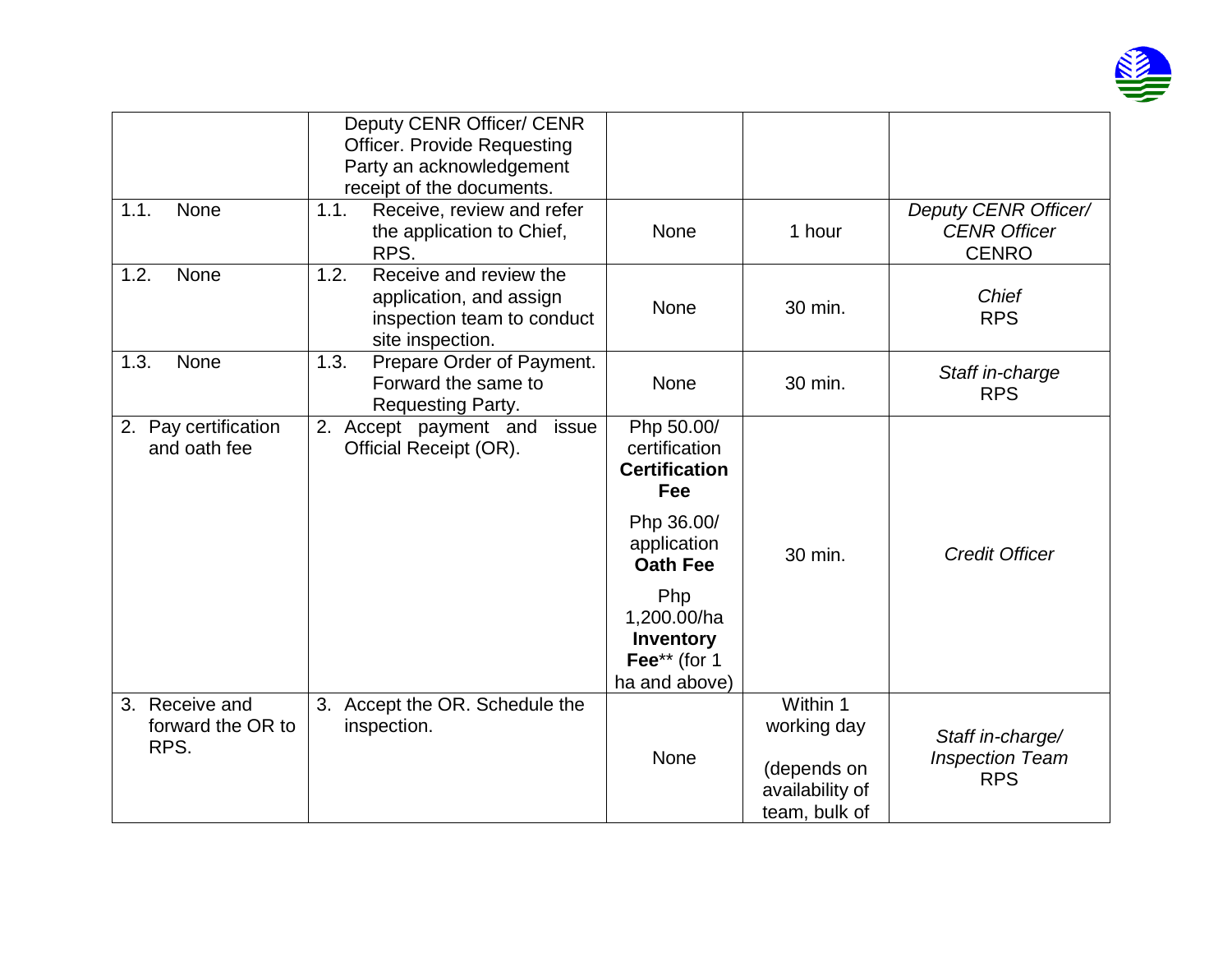| | | | | |
|---|---|---|---|---|
| | Deputy CENR Officer/ CENR Officer. Provide Requesting Party an acknowledgement receipt of the documents. | | | |
| 1.1. None | 1.1. Receive, review and refer the application to Chief, RPS. | None | 1 hour | *Deputy CENR Officer/ CENR Officer* CENRO |
| 1.2. None | 1.2. Receive and review the application, and assign inspection team to conduct site inspection. | None | 30 min. | *Chief* RPS |
| 1.3. None | 1.3. Prepare Order of Payment. Forward the same to Requesting Party. | None | 30 min. | *Staff in-charge* RPS |
| 2. Pay certification and oath fee | 2. Accept payment and issue Official Receipt (OR). | Php 50.00/ certification **Certification Fee**<br><br>Php 36.00/ application **Oath Fee**<br><br>Php 1,200.00/ha **Inventory Fee**** (for 1 ha and above) | 30 min. | *Credit Officer* |
| 3. Receive and forward the OR to RPS. | 3. Accept the OR. Schedule the inspection. | None | Within 1 working day<br><br>(depends on availability of team, bulk of | *Staff in-charge/ Inspection Team* RPS |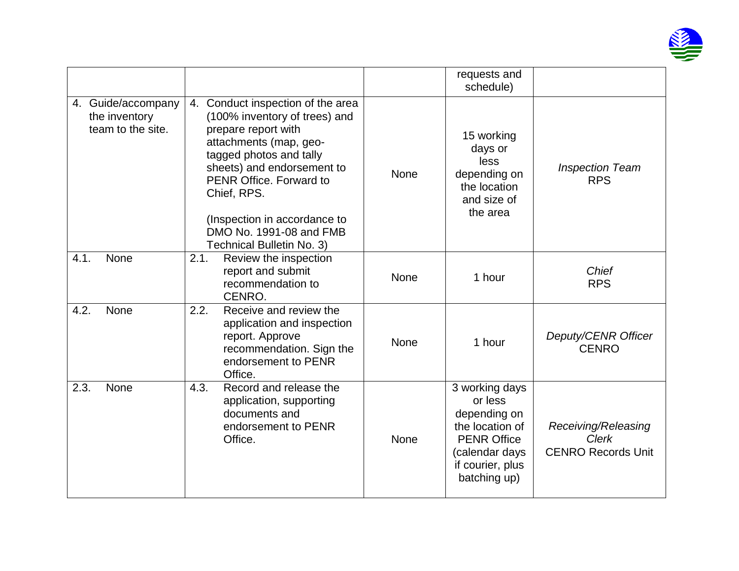| | | | | |
|---|---|---|---|---|
| | | | requests and schedule) | |
| 4. Guide/accompany the inventory team to the site. | 4. Conduct inspection of the area (100% inventory of trees) and prepare report with attachments (map, geo-tagged photos and tally sheets) and endorsement to PENR Office. Forward to Chief, RPS.<br><br>(Inspection in accordance to DMO No. 1991-08 and FMB Technical Bulletin No. 3) | None | 15 working days or less depending on the location and size of the area | *Inspection Team*<br>RPS |
| 4.1. None | 2.1. Review the inspection report and submit recommendation to CENRO. | None | 1 hour | *Chief*<br>RPS |
| 4.2. None | 2.2. Receive and review the application and inspection report. Approve recommendation. Sign the endorsement to PENR Office. | None | 1 hour | *Deputy/CENR Officer*<br>CENRO |
| 2.3. None | 4.3. Record and release the application, supporting documents and endorsement to PENR Office. | None | 3 working days or less depending on the location of PENR Office (calendar days if courier, plus batching up) | *Receiving/Releasing Clerk*<br>CENRO Records Unit |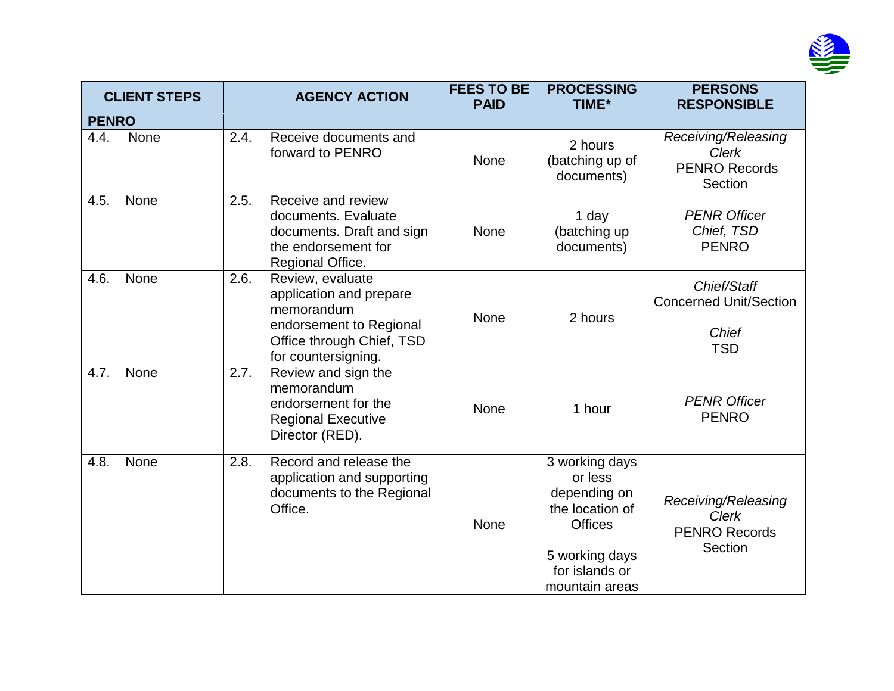| CLIENT STEPS | AGENCY ACTION | FEES TO BE PAID | PROCESSING TIME* | PERSONS RESPONSIBLE |
|---|---|---|---|---|
| **PENRO** | | | | |
| 4.4. None | 2.4. Receive documents and forward to PENRO | None | 2 hours (batching up of documents) | *Receiving/Releasing Clerk* PENRO Records Section |
| 4.5. None | 2.5. Receive and review documents. Evaluate documents. Draft and sign the endorsement for Regional Office. | None | 1 day (batching up documents) | *PENR Officer* *Chief, TSD* PENRO |
| 4.6. None | 2.6. Review, evaluate application and prepare memorandum endorsement to Regional Office through Chief, TSD for countersigning. | None | 2 hours | *Chief/Staff* Concerned Unit/Section *Chief* TSD |
| 4.7. None | 2.7. Review and sign the memorandum endorsement for the Regional Executive Director (RED). | None | 1 hour | *PENR Officer* PENRO |
| 4.8. None | 2.8. Record and release the application and supporting documents to the Regional Office. | None | 3 working days or less depending on the location of Offices<br><br>5 working days for islands or mountain areas | *Receiving/Releasing Clerk* PENRO Records Section |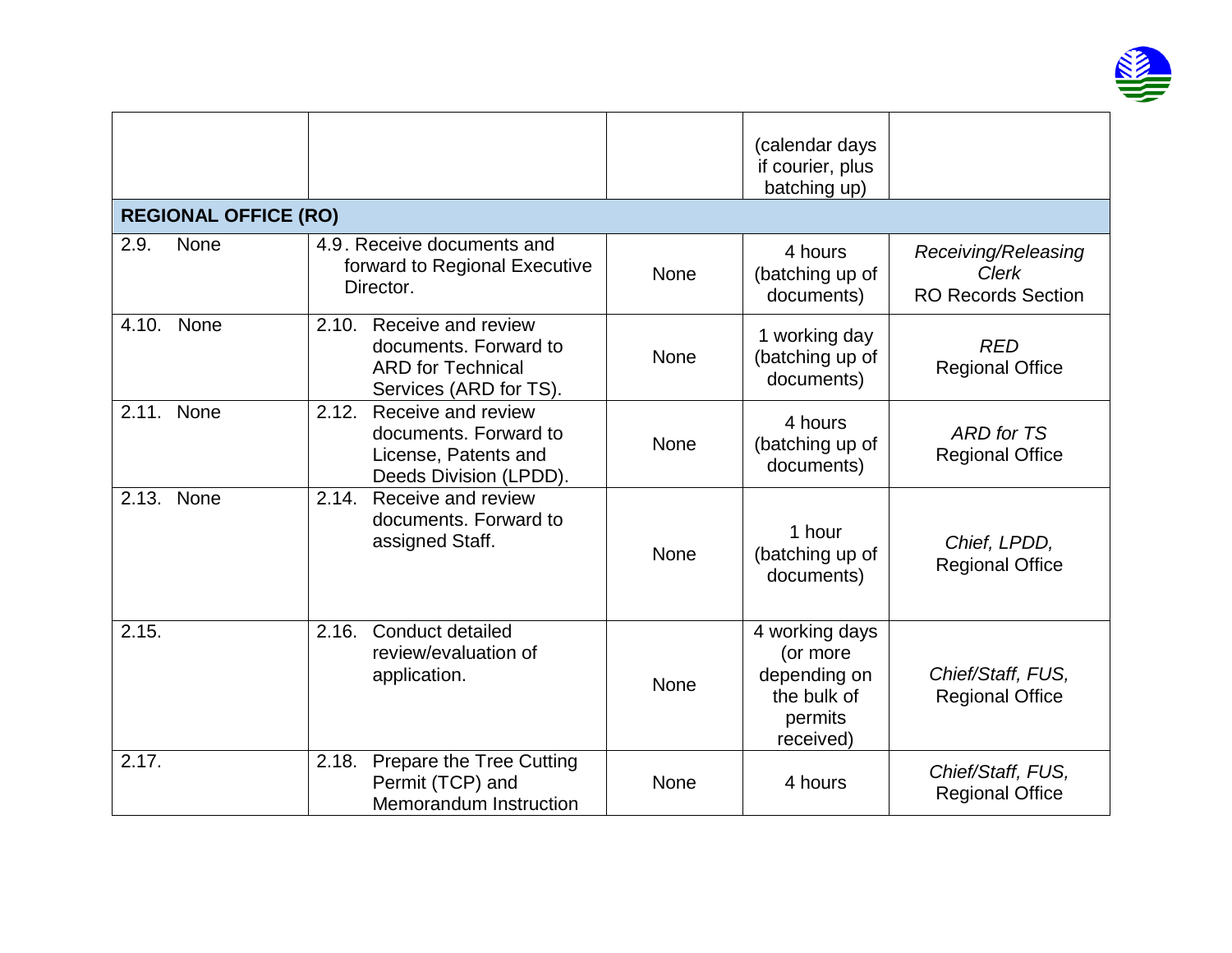| | | | | |
|---|---|---|---|---|
| | | | (calendar days if courier, plus batching up) | |
| **REGIONAL OFFICE (RO)** | | | | |
| 2.9. None | 4.9. Receive documents and forward to Regional Executive Director. | None | 4 hours (batching up of documents) | *Receiving/Releasing Clerk* RO Records Section |
| 4.10. None | 2.10. Receive and review documents. Forward to ARD for Technical Services (ARD for TS). | None | 1 working day (batching up of documents) | *RED* Regional Office |
| 2.11. None | 2.12. Receive and review documents. Forward to License, Patents and Deeds Division (LPDD). | None | 4 hours (batching up of documents) | *ARD for TS* Regional Office |
| 2.13. None | 2.14. Receive and review documents. Forward to assigned Staff. | None | 1 hour (batching up of documents) | *Chief, LPDD,* Regional Office |
| 2.15. | 2.16. Conduct detailed review/evaluation of application. | None | 4 working days (or more depending on the bulk of permits received) | *Chief/Staff, FUS,* Regional Office |
| 2.17. | 2.18. Prepare the Tree Cutting Permit (TCP) and Memorandum Instruction | None | 4 hours | *Chief/Staff, FUS,* Regional Office |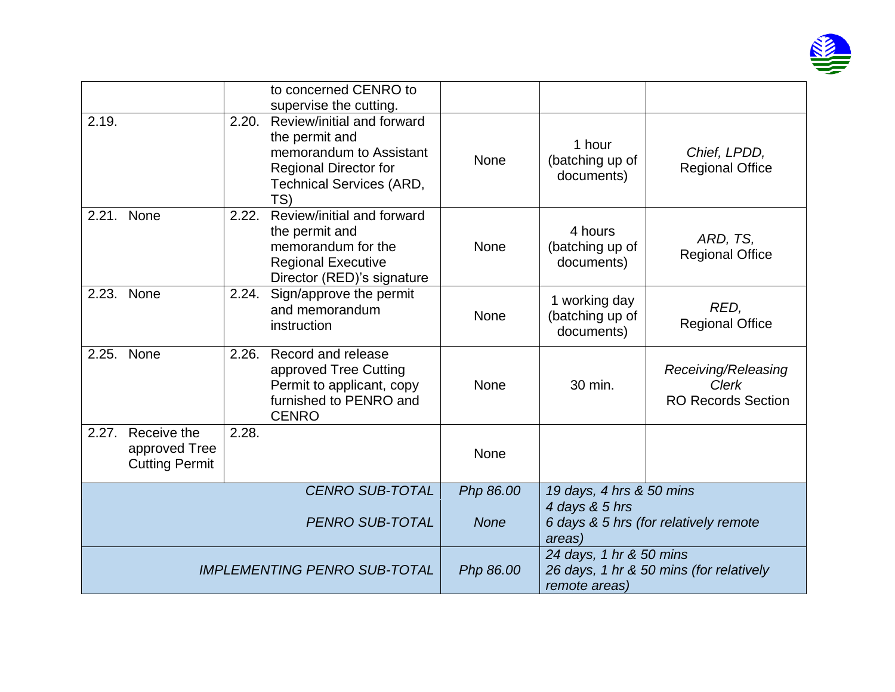| | | | | |
|---|---|---|---|---|
| | to concerned CENRO to supervise the cutting. | | | |
| 2.19. | 2.20. Review/initial and forward the permit and memorandum to Assistant Regional Director for Technical Services (ARD, TS) | None | 1 hour (batching up of documents) | *Chief, LPDD,* Regional Office |
| 2.21. None | 2.22. Review/initial and forward the permit and memorandum for the Regional Executive Director (RED)'s signature | None | 4 hours (batching up of documents) | *ARD, TS,* Regional Office |
| 2.23. None | 2.24. Sign/approve the permit and memorandum instruction | None | 1 working day (batching up of documents) | *RED,* Regional Office |
| 2.25. None | 2.26. Record and release approved Tree Cutting Permit to applicant, copy furnished to PENRO and CENRO | None | 30 min. | *Receiving/Releasing Clerk* RO Records Section |
| 2.27. Receive the approved Tree Cutting Permit | 2.28. | None | | |
| | *CENRO SUB-TOTAL* | *Php 86.00* | *19 days, 4 hrs & 50 mins* | |
| | *PENRO SUB-TOTAL* | *None* | *4 days & 5 hrs*<br>*6 days & 5 hrs (for relatively remote areas)* | |
| | *IMPLEMENTING PENRO SUB-TOTAL* | *Php 86.00* | *24 days, 1 hr & 50 mins*<br>*26 days, 1 hr & 50 mins (for relatively remote areas)* | |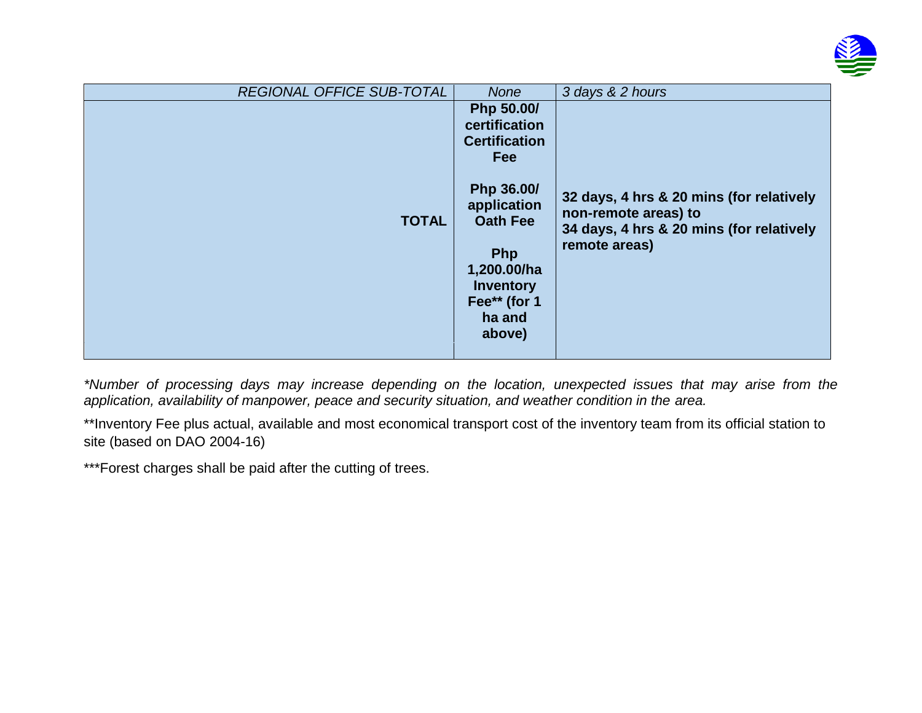| | | |
|---|---|---|
| *REGIONAL OFFICE SUB-TOTAL* | *None* | *3 days & 2 hours* |
| **TOTAL** | **Php 50.00/ certification Certification Fee**<br><br>**Php 36.00/ application Oath Fee**<br><br>**Php 1,200.00/ha Inventory Fee\*\* (for 1 ha and above)** | **32 days, 4 hrs & 20 mins (for relatively non-remote areas) to 34 days, 4 hrs & 20 mins (for relatively remote areas)** |

*\*Number of processing days may increase depending on the location, unexpected issues that may arise from the application, availability of manpower, peace and security situation, and weather condition in the area.*

\*\*Inventory Fee plus actual, available and most economical transport cost of the inventory team from its official station to site (based on DAO 2004-16)

\*\*\*Forest charges shall be paid after the cutting of trees.